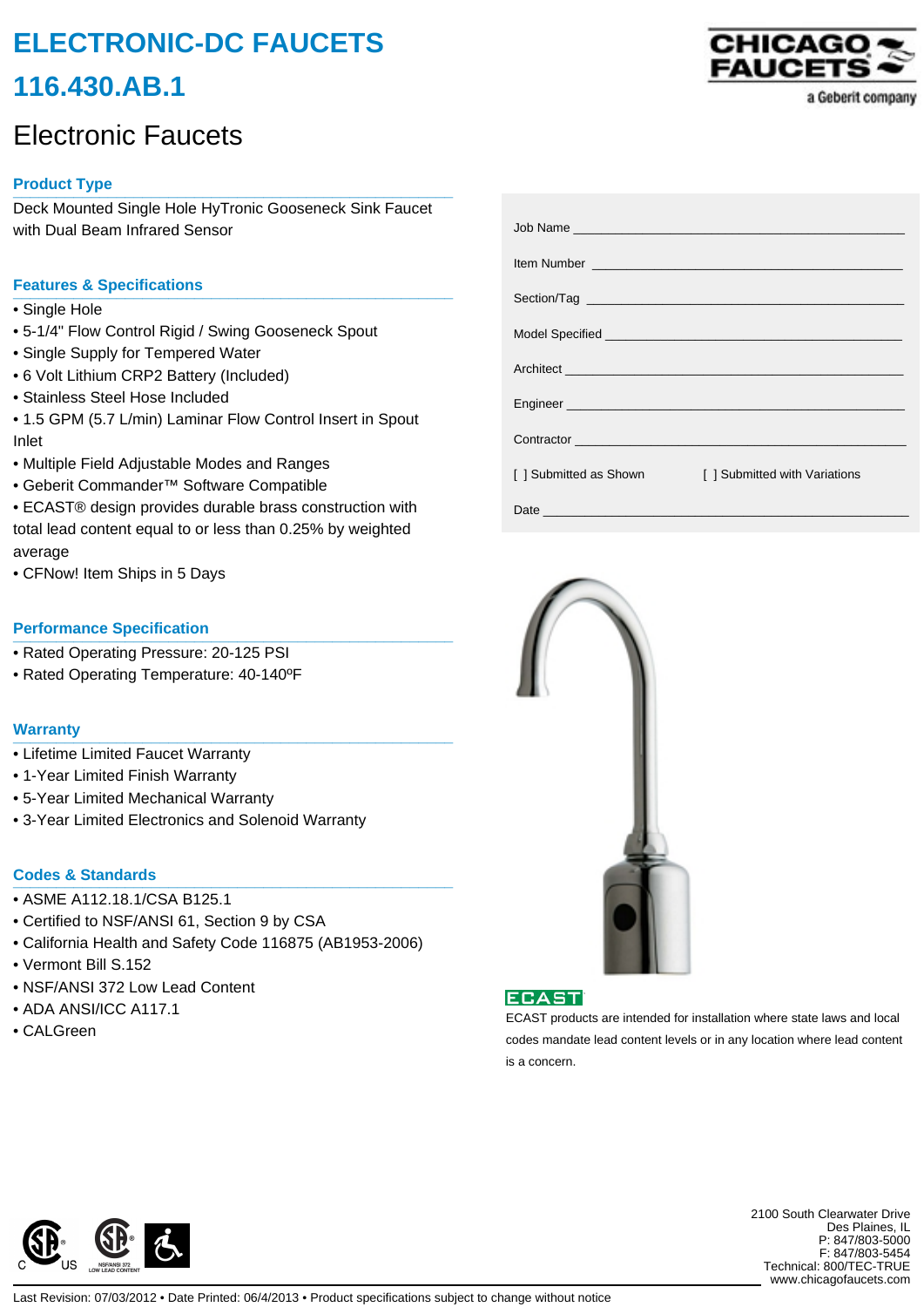# ELECTRONIC-DC FAUCETS

# 116.430.AB.1

CHICAGO FAUCETS
a Geberit company

## Electronic Faucets

### Product Type

Deck Mounted Single Hole HyTronic Gooseneck Sink Faucet with Dual Beam Infrared Sensor

### Features & Specifications

- Single Hole
- 5-1/4" Flow Control Rigid / Swing Gooseneck Spout
- Single Supply for Tempered Water
- 6 Volt Lithium CRP2 Battery (Included)
- Stainless Steel Hose Included
- 1.5 GPM (5.7 L/min) Laminar Flow Control Insert in Spout Inlet
- Multiple Field Adjustable Modes and Ranges
- Geberit Commander™ Software Compatible
- ECAST® design provides durable brass construction with total lead content equal to or less than 0.25% by weighted average
- CFNow! Item Ships in 5 Days

### Performance Specification

- Rated Operating Pressure: 20-125 PSI
- Rated Operating Temperature: 40-140ºF

### Warranty

- Lifetime Limited Faucet Warranty
- 1-Year Limited Finish Warranty
- 5-Year Limited Mechanical Warranty
- 3-Year Limited Electronics and Solenoid Warranty

### Codes & Standards

- ASME A112.18.1/CSA B125.1
- Certified to NSF/ANSI 61, Section 9 by CSA
- California Health and Safety Code 116875 (AB1953-2006)
- Vermont Bill S.152
- NSF/ANSI 372 Low Lead Content
- ADA ANSI/ICC A117.1
- CALGreen

Job Name ____________________

Item Number ____________________

Section/Tag ____________________

Model Specified ____________________

Architect ____________________

Engineer ____________________

Contractor ____________________

[ ] Submitted as Shown [ ] Submitted with Variations

Date ____________________

ECAST

ECAST products are intended for installation where state laws and local codes mandate lead content levels or in any location where lead content is a concern.

2100 South Clearwater Drive
Des Plaines, IL
P: 847/803-5000
F: 847/803-5454
Technical: 800/TEC-TRUE
www.chicagofaucets.com

Last Revision: 07/03/2012 • Date Printed: 06/4/2013 • Product specifications subject to change without notice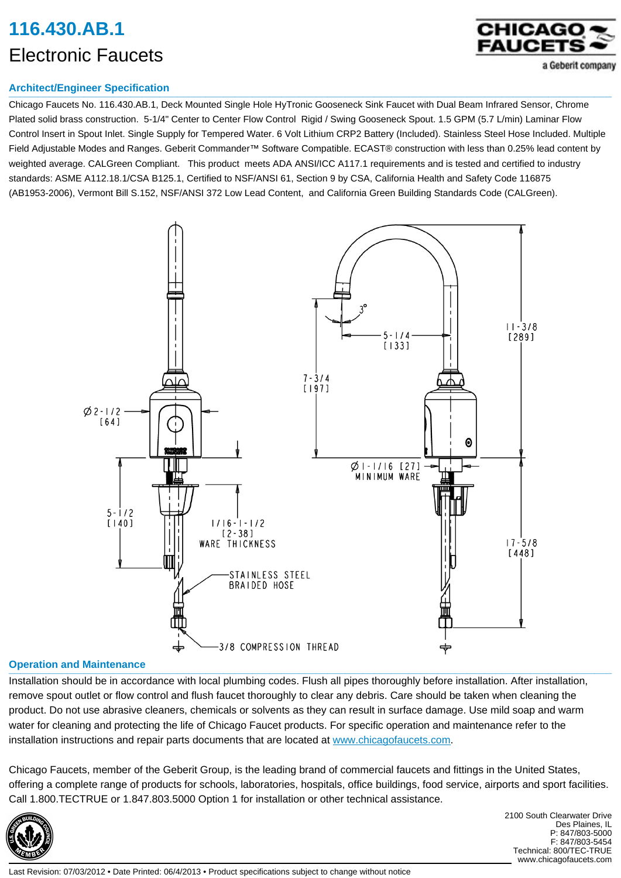# 116.430.AB.1

## Electronic Faucets

CHICAGO FAUCETS
a Geberit company

### Architect/Engineer Specification

Chicago Faucets No. 116.430.AB.1, Deck Mounted Single Hole HyTronic Gooseneck Sink Faucet with Dual Beam Infrared Sensor, Chrome Plated solid brass construction. 5-1/4" Center to Center Flow Control Rigid / Swing Gooseneck Spout. 1.5 GPM (5.7 L/min) Laminar Flow Control Insert in Spout Inlet. Single Supply for Tempered Water. 6 Volt Lithium CRP2 Battery (Included). Stainless Steel Hose Included. Multiple Field Adjustable Modes and Ranges. Geberit Commander™ Software Compatible. ECAST® construction with less than 0.25% lead content by weighted average. CALGreen Compliant. This product meets ADA ANSI/ICC A117.1 requirements and is tested and certified to industry standards: ASME A112.18.1/CSA B125.1, Certified to NSF/ANSI 61, Section 9 by CSA, California Health and Safety Code 116875 (AB1953-2006), Vermont Bill S.152, NSF/ANSI 372 Low Lead Content, and California Green Building Standards Code (CALGreen).

Ø 2-1/2
[64]

5-1/2
[140]

1/16-1-1/2
[2-38]
WARE THICKNESS

STAINLESS STEEL
BRAIDED HOSE

3/8 COMPRESSION THREAD

3°

5-1/4
[133]

7-3/4
[197]

11-3/8
[289]

Ø 1-1/16 [27]
MINIMUM WARE

17-5/8
[448]

### Operation and Maintenance

Installation should be in accordance with local plumbing codes. Flush all pipes thoroughly before installation. After installation, remove spout outlet or flow control and flush faucet thoroughly to clear any debris. Care should be taken when cleaning the product. Do not use abrasive cleaners, chemicals or solvents as they can result in surface damage. Use mild soap and warm water for cleaning and protecting the life of Chicago Faucet products. For specific operation and maintenance refer to the installation instructions and repair parts documents that are located at www.chicagofaucets.com.

Chicago Faucets, member of the Geberit Group, is the leading brand of commercial faucets and fittings in the United States, offering a complete range of products for schools, laboratories, hospitals, office buildings, food service, airports and sport facilities. Call 1.800.TECTRUE or 1.847.803.5000 Option 1 for installation or other technical assistance.

U.S. GREEN BUILDING COUNCIL MEMBER

2100 South Clearwater Drive
Des Plaines, IL
P: 847/803-5000
F: 847/803-5454
Technical: 800/TEC-TRUE
www.chicagofaucets.com

Last Revision: 07/03/2012 • Date Printed: 06/4/2013 • Product specifications subject to change without notice